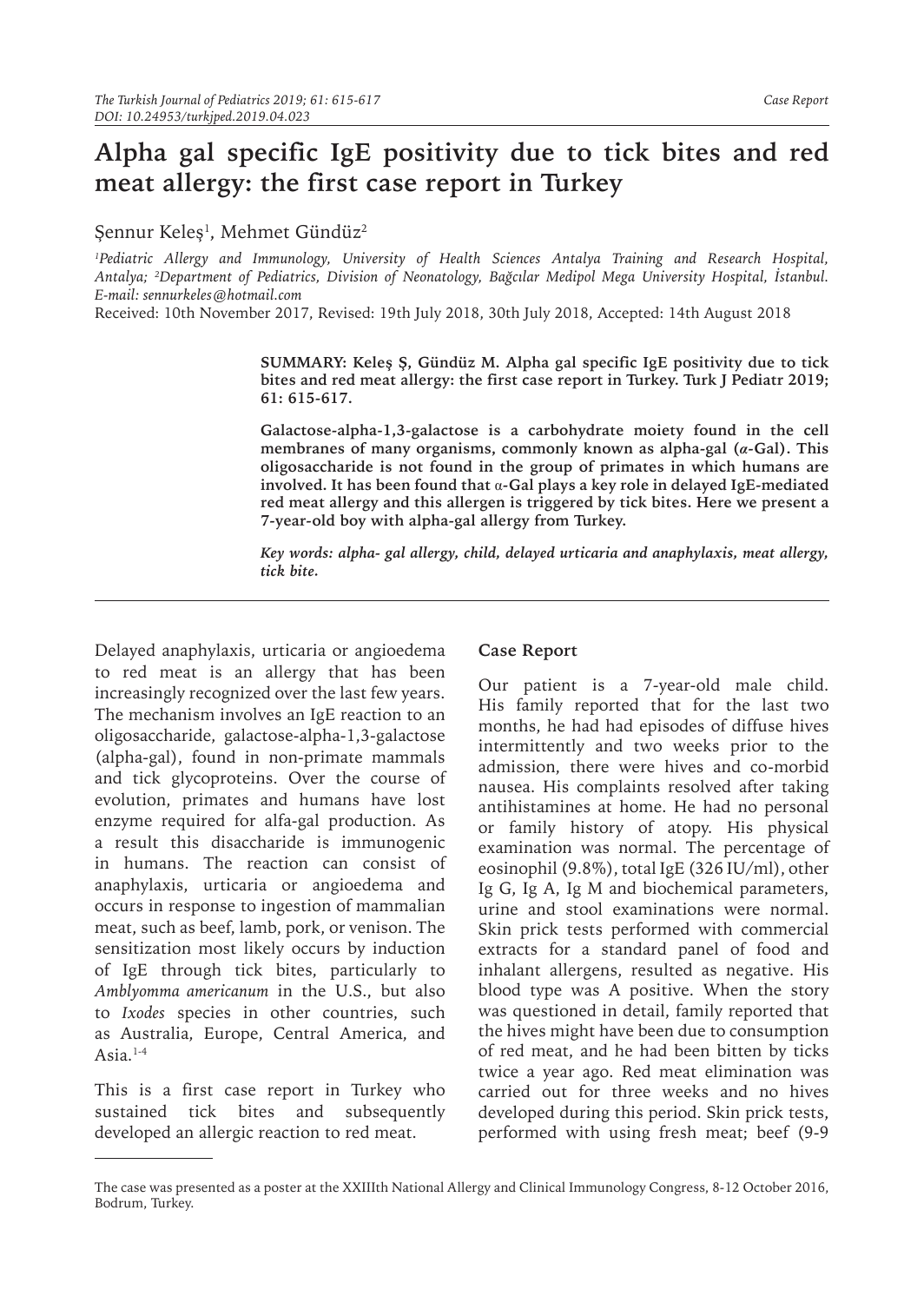# Alpha gal specific IgE positivity due to tick bites and red meat allergy: the first case report in Turkey

Şennur Keleş[1], Mehmet Gündüz[2]

*[1]Pediatric Allergy and Immunology, University of Health Sciences Antalya Training and Research Hospital, Antalya; [2]Department of Pediatrics, Division of Neonatology, Bağcılar Medipol Mega University Hospital, İstanbul. E-mail: sennurkeles@hotmail.com*

Received: 10th November 2017, Revised: 19th July 2018, 30th July 2018, Accepted: 14th August 2018

**SUMMARY: Keleş Ş, Gündüz M. Alpha gal specific IgE positivity due to tick bites and red meat allergy: the first case report in Turkey. Turk J Pediatr 2019; 61: 615-617.**

**Galactose-alpha-1,3-galactose is a carbohydrate moiety found in the cell membranes of many organisms, commonly known as alpha-gal (*α*-Gal). This oligosaccharide is not found in the group of primates in which humans are involved. It has been found that α-Gal plays a key role in delayed IgE-mediated red meat allergy and this allergen is triggered by tick bites. Here we present a 7-year-old boy with alpha-gal allergy from Turkey.**

***Key words:* *alpha- gal allergy, child, delayed urticaria and anaphylaxis, meat allergy, tick bite.***

---

Delayed anaphylaxis, urticaria or angioedema to red meat is an allergy that has been increasingly recognized over the last few years. The mechanism involves an IgE reaction to an oligosaccharide, galactose-alpha-1,3-galactose (alpha-gal), found in non-primate mammals and tick glycoproteins. Over the course of evolution, primates and humans have lost enzyme required for alfa-gal production. As a result this disaccharide is immunogenic in humans. The reaction can consist of anaphylaxis, urticaria or angioedema and occurs in response to ingestion of mammalian meat, such as beef, lamb, pork, or venison. The sensitization most likely occurs by induction of IgE through tick bites, particularly to *Amblyomma americanum* in the U.S., but also to *Ixodes* species in other countries, such as Australia, Europe, Central America, and Asia.[1-4]

This is a first case report in Turkey who sustained tick bites and subsequently developed an allergic reaction to red meat.

## Case Report

Our patient is a 7-year-old male child. His family reported that for the last two months, he had had episodes of diffuse hives intermittently and two weeks prior to the admission, there were hives and co-morbid nausea. His complaints resolved after taking antihistamines at home. He had no personal or family history of atopy. His physical examination was normal. The percentage of eosinophil (9.8%), total IgE (326 IU/ml), other Ig G, Ig A, Ig M and biochemical parameters, urine and stool examinations were normal. Skin prick tests performed with commercial extracts for a standard panel of food and inhalant allergens, resulted as negative. His blood type was A positive. When the story was questioned in detail, family reported that the hives might have been due to consumption of red meat, and he had been bitten by ticks twice a year ago. Red meat elimination was carried out for three weeks and no hives developed during this period. Skin prick tests, performed with using fresh meat; beef (9-9

---

The case was presented as a poster at the XXIIIth National Allergy and Clinical Immunology Congress, 8-12 October 2016, Bodrum, Turkey.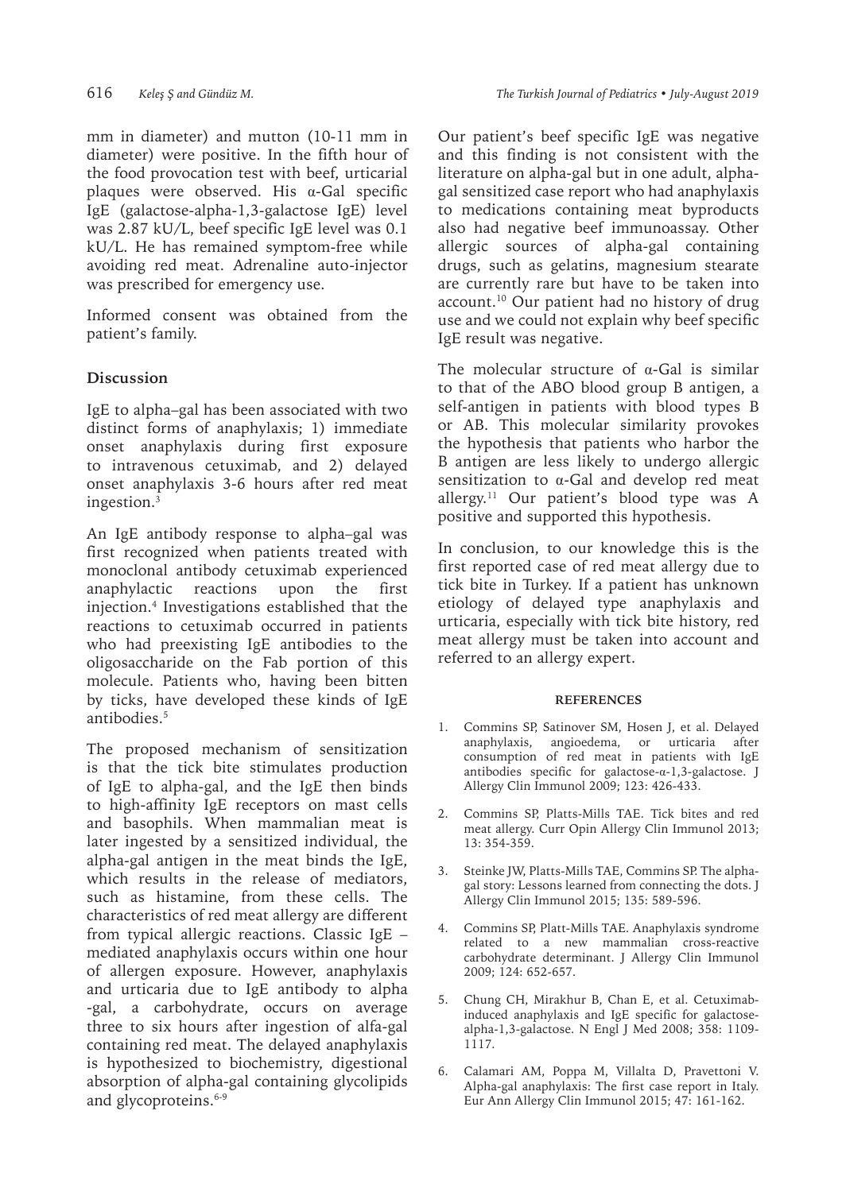mm in diameter) and mutton (10-11 mm in diameter) were positive. In the fifth hour of the food provocation test with beef, urticarial plaques were observed. His α-Gal specific IgE (galactose-alpha-1,3-galactose IgE) level was 2.87 kU/L, beef specific IgE level was 0.1 kU/L. He has remained symptom-free while avoiding red meat. Adrenaline auto-injector was prescribed for emergency use.

Informed consent was obtained from the patient's family.

## Discussion

IgE to alpha–gal has been associated with two distinct forms of anaphylaxis; 1) immediate onset anaphylaxis during first exposure to intravenous cetuximab, and 2) delayed onset anaphylaxis 3-6 hours after red meat ingestion.[3]

An IgE antibody response to alpha–gal was first recognized when patients treated with monoclonal antibody cetuximab experienced anaphylactic reactions upon the first injection.[4] Investigations established that the reactions to cetuximab occurred in patients who had preexisting IgE antibodies to the oligosaccharide on the Fab portion of this molecule. Patients who, having been bitten by ticks, have developed these kinds of IgE antibodies.[5]

The proposed mechanism of sensitization is that the tick bite stimulates production of IgE to alpha-gal, and the IgE then binds to high-affinity IgE receptors on mast cells and basophils. When mammalian meat is later ingested by a sensitized individual, the alpha-gal antigen in the meat binds the IgE, which results in the release of mediators, such as histamine, from these cells. The characteristics of red meat allergy are different from typical allergic reactions. Classic IgE – mediated anaphylaxis occurs within one hour of allergen exposure. However, anaphylaxis and urticaria due to IgE antibody to alpha -gal, a carbohydrate, occurs on average three to six hours after ingestion of alfa-gal containing red meat. The delayed anaphylaxis is hypothesized to biochemistry, digestional absorption of alpha-gal containing glycolipids and glycoproteins.[6-9]

Our patient's beef specific IgE was negative and this finding is not consistent with the literature on alpha-gal but in one adult, alpha-gal sensitized case report who had anaphylaxis to medications containing meat byproducts also had negative beef immunoassay. Other allergic sources of alpha-gal containing drugs, such as gelatins, magnesium stearate are currently rare but have to be taken into account.[10] Our patient had no history of drug use and we could not explain why beef specific IgE result was negative.

The molecular structure of α-Gal is similar to that of the ABO blood group B antigen, a self-antigen in patients with blood types B or AB. This molecular similarity provokes the hypothesis that patients who harbor the B antigen are less likely to undergo allergic sensitization to α-Gal and develop red meat allergy.[11] Our patient's blood type was A positive and supported this hypothesis.

In conclusion, to our knowledge this is the first reported case of red meat allergy due to tick bite in Turkey. If a patient has unknown etiology of delayed type anaphylaxis and urticaria, especially with tick bite history, red meat allergy must be taken into account and referred to an allergy expert.

## REFERENCES

1. Commins SP, Satinover SM, Hosen J, et al. Delayed anaphylaxis, angioedema, or urticaria after consumption of red meat in patients with IgE antibodies specific for galactose-α-1,3-galactose. J Allergy Clin Immunol 2009; 123: 426-433.
2. Commins SP, Platts-Mills TAE. Tick bites and red meat allergy. Curr Opin Allergy Clin Immunol 2013; 13: 354-359.
3. Steinke JW, Platts-Mills TAE, Commins SP. The alpha-gal story: Lessons learned from connecting the dots. J Allergy Clin Immunol 2015; 135: 589-596.
4. Commins SP, Platt-Mills TAE. Anaphylaxis syndrome related to a new mammalian cross-reactive carbohydrate determinant. J Allergy Clin Immunol 2009; 124: 652-657.
5. Chung CH, Mirakhur B, Chan E, et al. Cetuximab-induced anaphylaxis and IgE specific for galactose-alpha-1,3-galactose. N Engl J Med 2008; 358: 1109-1117.
6. Calamari AM, Poppa M, Villalta D, Pravettoni V. Alpha-gal anaphylaxis: The first case report in Italy. Eur Ann Allergy Clin Immunol 2015; 47: 161-162.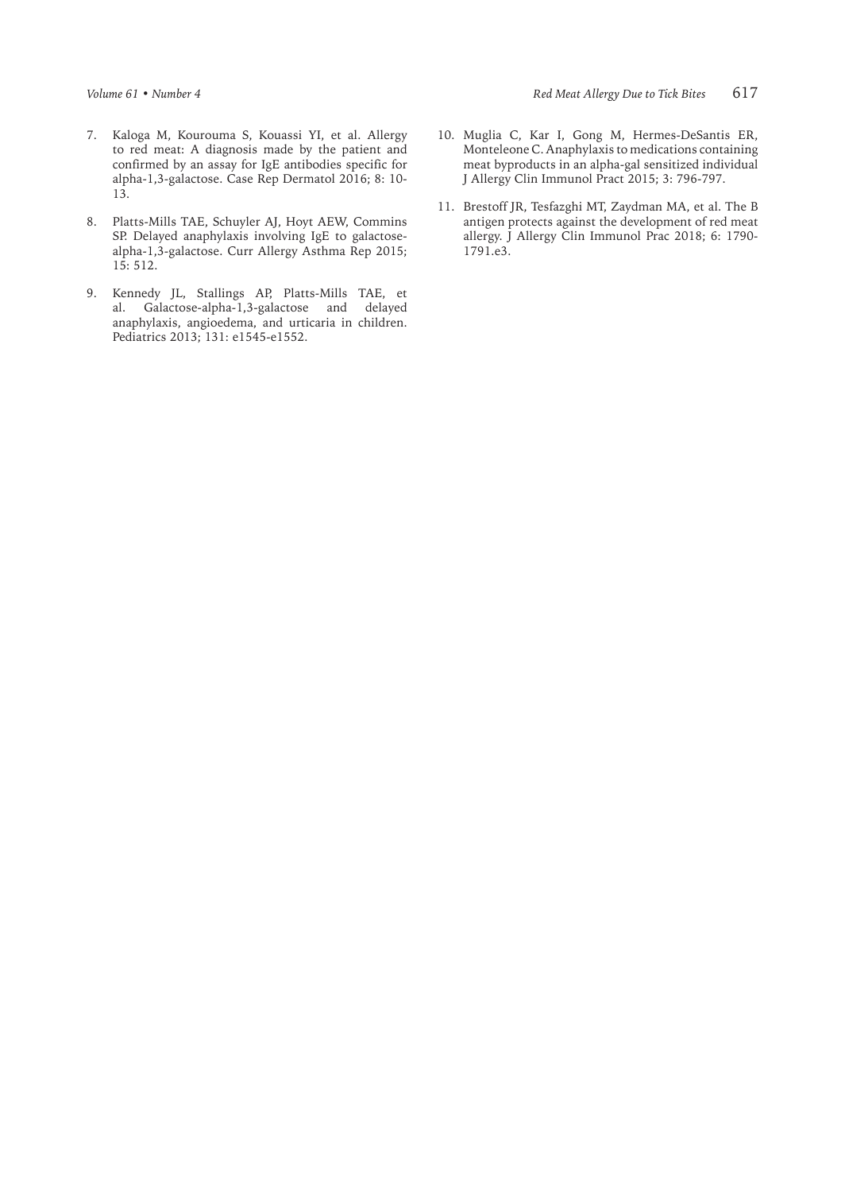7. Kaloga M, Kourouma S, Kouassi YI, et al. Allergy to red meat: A diagnosis made by the patient and confirmed by an assay for IgE antibodies specific for alpha-1,3-galactose. Case Rep Dermatol 2016; 8: 10-13.

8. Platts-Mills TAE, Schuyler AJ, Hoyt AEW, Commins SP. Delayed anaphylaxis involving IgE to galactose-alpha-1,3-galactose. Curr Allergy Asthma Rep 2015; 15: 512.

9. Kennedy JL, Stallings AP, Platts-Mills TAE, et al. Galactose-alpha-1,3-galactose and delayed anaphylaxis, angioedema, and urticaria in children. Pediatrics 2013; 131: e1545-e1552.

10. Muglia C, Kar I, Gong M, Hermes-DeSantis ER, Monteleone C. Anaphylaxis to medications containing meat byproducts in an alpha-gal sensitized individual J Allergy Clin Immunol Pract 2015; 3: 796-797.

11. Brestoff JR, Tesfazghi MT, Zaydman MA, et al. The B antigen protects against the development of red meat allergy. J Allergy Clin Immunol Prac 2018; 6: 1790-1791.e3.